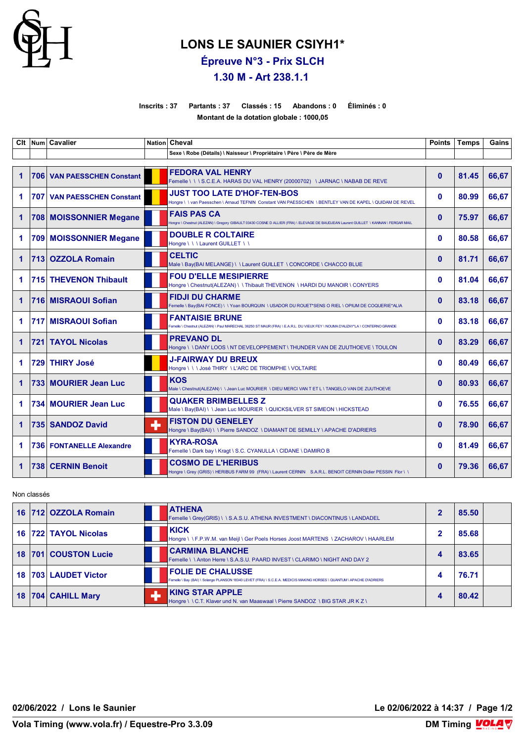# LONS LE SAUNIER CSIYH1*

## Épreuve N°3 - Prix SLCH

## 1.30 M - Art 238.1.1

**Inscrits : 37 Partants : 37 Classés : 15 Abandons : 0 Éliminés : 0**

**Montant de la dotation globale : 1000,05**

| Clt | Num | Cavalier | Nation | Cheval | Points | Temps | Gains |
|---|---|---|---|---|---|---|---|
| | | | | Sexe \ Robe (Détails) \ Naisseur \ Propriétaire \ Père \ Père de Mère | | | |
| 1 | 706 | VAN PAESSCHEN Constant | | **FEDORA VAL HENRY**<br>Femelle \ \ \ S.C.E.A. HARAS DU VAL HENRY (20000702) \ JARNAC \ NABAB DE REVE | 0 | 81.45 | 66,67 |
| 1 | 707 | VAN PAESSCHEN Constant | | **JUST TOO LATE D'HOF-TEN-BOS**<br>Hongre \ \ van Paesschen \ Arnaud TEFNIN Constant VAN PAESSCHEN \ BENTLEY VAN DE KAPEL \ QUIDAM DE REVEL | 0 | 80.99 | 66,67 |
| 1 | 708 | MOISSONNIER Megane | | **FAIS PAS CA**<br>Hongre \ Chestnut (ALEZAN) \ Gregory GIBAULT 03430 COSNE D ALLIER (FRA) \ ELEVAGE DE BAUDJEAN Laurent GUILLET \ KANNAN \ FERGAR MAIL | 0 | 75.97 | 66,67 |
| 1 | 709 | MOISSONNIER Megane | | **DOUBLE R COLTAIRE**<br>Hongre \ \ \ Laurent GUILLET \ \ | 0 | 80.58 | 66,67 |
| 1 | 713 | OZZOLA Romain | | **CELTIC**<br>Male \ Bay(BAI MELANGE) \ \ Laurent GUILLET \ CONCORDE \ CHACCO BLUE | 0 | 81.71 | 66,67 |
| 1 | 715 | THEVENON Thibault | | **FOU D'ELLE MESIPIERRE**<br>Hongre \ Chestnut(ALEZAN) \ \ Thibault THEVENON \ HARDI DU MANOIR \ CONYERS | 0 | 81.04 | 66,67 |
| 1 | 716 | MISRAOUI Sofian | | **FIDJI DU CHARME**<br>Femelle \ Bay(BAI FONCE) \ \ Yoan BOURQUIN \ USADOR DU ROUET*SENS O RIEL \ OPIUM DE COQUERIE*ALIA | 0 | 83.18 | 66,67 |
| 1 | 717 | MISRAOUI Sofian | | **FANTAISIE BRUNE**<br>Femelle \ Chestnut (ALEZAN) \ Paul MARECHAL 36250 ST MAUR (FRA) \ E.A.R.L. DU VIEUX FEY \ NOUMA D'AUZAY*LA \ CONTERNO GRANDE | 0 | 83.18 | 66,67 |
| 1 | 721 | TAYOL Nicolas | | **PREVANO DL**<br>Hongre \ \ DANY LOOS \ NT DEVELOPPEMENT \ THUNDER VAN DE ZUUTHOEVE \ TOULON | 0 | 83.29 | 66,67 |
| 1 | 729 | THIRY José | | **J-FAIRWAY DU BREUX**<br>Hongre \ \ \ José THIRY \ L'ARC DE TRIOMPHE \ VOLTAIRE | 0 | 80.49 | 66,67 |
| 1 | 733 | MOURIER Jean Luc | | **KOS**<br>Male \ Chestnut(ALEZAN) \ \ Jean Luc MOURIER \ DIEU MERCI VAN T ET L \ TANGELO VAN DE ZUUTHOEVE | 0 | 80.93 | 66,67 |
| 1 | 734 | MOURIER Jean Luc | | **QUAKER BRIMBELLES Z**<br>Male \ Bay(BAI) \ \ Jean Luc MOURIER \ QUICKSILVER ST SIMEON \ HICKSTEAD | 0 | 76.55 | 66,67 |
| 1 | 735 | SANDOZ David | | **FISTON DU GENELEY**<br>Hongre \ Bay(BAI) \ \ Pierre SANDOZ \ DIAMANT DE SEMILLY \ APACHE D'ADRIERS | 0 | 78.90 | 66,67 |
| 1 | 736 | FONTANELLE Alexandre | | **KYRA-ROSA**<br>Femelle \ Dark bay \ Kragt \ S.C. CYANULLA \ CIDANE \ DAMIRO B | 0 | 81.49 | 66,67 |
| 1 | 738 | CERNIN Benoit | | **COSMO DE L'HERIBUS**<br>Hongre \ Grey (GRIS) \ HERIBUS FARM 99 (FRA) \ Laurent CERNIN S.A.R.L. BENOIT CERNIN Didier PESSIN Flor \ \ | 0 | 79.36 | 66,67 |

Non classés

| Clt | Num | Cavalier | Nation | Cheval | Points | Temps | Gains |
|---|---|---|---|---|---|---|---|
| 16 | 712 | OZZOLA Romain | | **ATHENA**<br>Femelle \ Grey(GRIS) \ \ S.A.S.U. ATHENA INVESTMENT \ DIACONTINUS \ LANDADEL | 2 | 85.50 | |
| 16 | 722 | TAYOL Nicolas | | **KICK**<br>Hongre \ \ F.P.W.M. van Meijl \ Ger Poels Horses Joost MARTENS \ ZACHAROV \ HAARLEM | 2 | 85.68 | |
| 18 | 701 | COUSTON Lucie | | **CARMINA BLANCHE**<br>Femelle \ \ Anton Herre \ S.A.S.U. PAARD INVEST \ CLARIMO \ NIGHT AND DAY 2 | 4 | 83.65 | |
| 18 | 703 | LAUDET Victor | | **FOLIE DE CHALUSSE**<br>Femelle \ Bay (BAI) \ Solange PLANSON 18340 LEVET (FRA) \ S.C.E.A. MEDICIS MAKING HORSES \ QUANTUM \ APACHE D'ADRIERS | 4 | 76.71 | |
| 18 | 704 | CAHILL Mary | | **KING STAR APPLE**<br>Hongre \ \ C.T. Klaver und N. van Maaswaal \ Pierre SANDOZ \ BIG STAR JR K Z \ | 4 | 80.42 | |

02/06/2022 / Lons le Saunier — Le 02/06/2022 à 14:37

Vola Timing (www.vola.fr) / Equestre-Pro 3.3.09 — DM Timing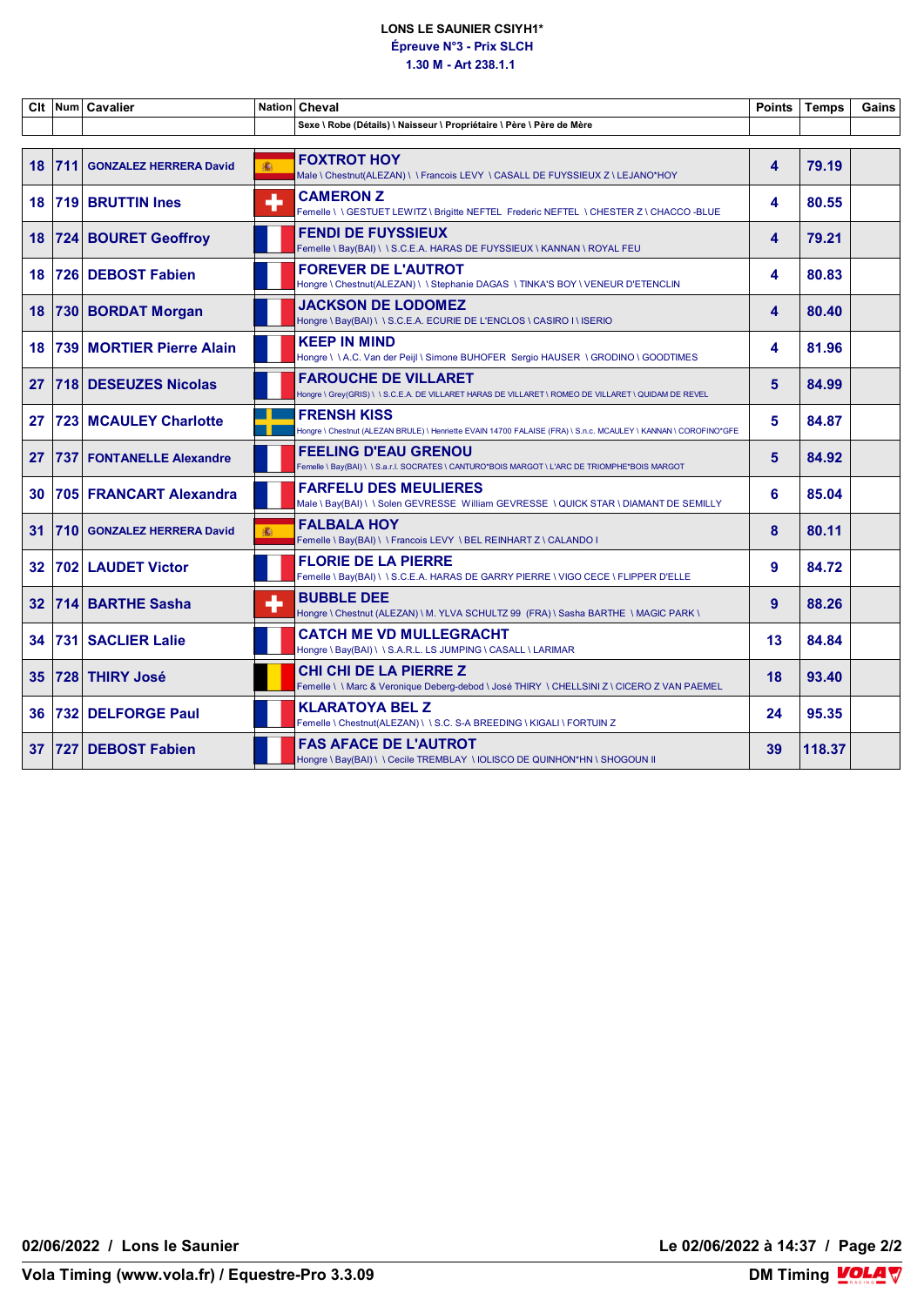**LONS LE SAUNIER CSIYH1***

**Épreuve N°3 - Prix SLCH**

**1.30 M - Art 238.1.1**

| Clt | Num | Cavalier | Nation | Cheval<br>Sexe \ Robe (Détails) \ Naisseur \ Propriétaire \ Père \ Père de Mère | Points | Temps | Gains |
|---|---|---|---|---|---|---|---|
| 18 | 711 | GONZALEZ HERRERA David | | **FOXTROT HOY**<br>Male \ Chestnut(ALEZAN) \ \ Francois LEVY \ CASALL DE FUYSSIEUX Z \ LEJANO*HOY | 4 | 79.19 | |
| 18 | 719 | BRUTTIN Ines | | **CAMERON Z**<br>Femelle \ \ GESTUET LEWITZ \ Brigitte NEFTEL Frederic NEFTEL \ CHESTER Z \ CHACCO -BLUE | 4 | 80.55 | |
| 18 | 724 | BOURET Geoffroy | | **FENDI DE FUYSSIEUX**<br>Femelle \ Bay(BAI) \ \ S.C.E.A. HARAS DE FUYSSIEUX \ KANNAN \ ROYAL FEU | 4 | 79.21 | |
| 18 | 726 | DEBOST Fabien | | **FOREVER DE L'AUTROT**<br>Hongre \ Chestnut(ALEZAN) \ \ Stephanie DAGAS \ TINKA'S BOY \ VENEUR D'ETENCLIN | 4 | 80.83 | |
| 18 | 730 | BORDAT Morgan | | **JACKSON DE LODOMEZ**<br>Hongre \ Bay(BAI) \ \ S.C.E.A. ECURIE DE L'ENCLOS \ CASIRO I \ ISERIO | 4 | 80.40 | |
| 18 | 739 | MORTIER Pierre Alain | | **KEEP IN MIND**<br>Hongre \ \ A.C. Van der Peijl \ Simone BUHOFER Sergio HAUSER \ GRODINO \ GOODTIMES | 4 | 81.96 | |
| 27 | 718 | DESEUZES Nicolas | | **FAROUCHE DE VILLARET**<br>Hongre \ Grey(GRIS) \ \ S.C.E.A. DE VILLARET HARAS DE VILLARET \ ROMEO DE VILLARET \ QUIDAM DE REVEL | 5 | 84.99 | |
| 27 | 723 | MCAULEY Charlotte | | **FRENSH KISS**<br>Hongre \ Chestnut (ALEZAN BRULE) \ Henriette EVAIN 14700 FALAISE (FRA) \ S.n.c. MCAULEY \ KANNAN \ COROFINO*GFE | 5 | 84.87 | |
| 27 | 737 | FONTANELLE Alexandre | | **FEELING D'EAU GRENOU**<br>Femelle \ Bay(BAI) \ \ S.a.r.l. SOCRATES \ CANTURO*BOIS MARGOT \ L'ARC DE TRIOMPHE*BOIS MARGOT | 5 | 84.92 | |
| 30 | 705 | FRANCART Alexandra | | **FARFELU DES MEULIERES**<br>Male \ Bay(BAI) \ \ Solen GEVRESSE William GEVRESSE \ QUICK STAR \ DIAMANT DE SEMILLY | 6 | 85.04 | |
| 31 | 710 | GONZALEZ HERRERA David | | **FALBALA HOY**<br>Femelle \ Bay(BAI) \ \ Francois LEVY \ BEL REINHART Z \ CALANDO I | 8 | 80.11 | |
| 32 | 702 | LAUDET Victor | | **FLORIE DE LA PIERRE**<br>Femelle \ Bay(BAI) \ \ S.C.E.A. HARAS DE GARRY PIERRE \ VIGO CECE \ FLIPPER D'ELLE | 9 | 84.72 | |
| 32 | 714 | BARTHE Sasha | | **BUBBLE DEE**<br>Hongre \ Chestnut (ALEZAN) \ M. YLVA SCHULTZ 99 (FRA) \ Sasha BARTHE \ MAGIC PARK \ | 9 | 88.26 | |
| 34 | 731 | SACLIER Lalie | | **CATCH ME VD MULLEGRACHT**<br>Hongre \ Bay(BAI) \ \ S.A.R.L. LS JUMPING \ CASALL \ LARIMAR | 13 | 84.84 | |
| 35 | 728 | THIRY José | | **CHI CHI DE LA PIERRE Z**<br>Femelle \ \ Marc & Veronique Deberg-debod \ José THIRY \ CHELLSINI Z \ CICERO Z VAN PAEMEL | 18 | 93.40 | |
| 36 | 732 | DELFORGE Paul | | **KLARATOYA BEL Z**<br>Femelle \ Chestnut(ALEZAN) \ \ S.C. S-A BREEDING \ KIGALI \ FORTUIN Z | 24 | 95.35 | |
| 37 | 727 | DEBOST Fabien | | **FAS AFACE DE L'AUTROT**<br>Hongre \ Bay(BAI) \ \ Cecile TREMBLAY \ IOLISCO DE QUINHON*HN \ SHOGOUN II | 39 | 118.37 | |

02/06/2022 / Lons le Saunier — Le 02/06/2022 à 14:37

Vola Timing (www.vola.fr) / Equestre-Pro 3.3.09 — DM Timing